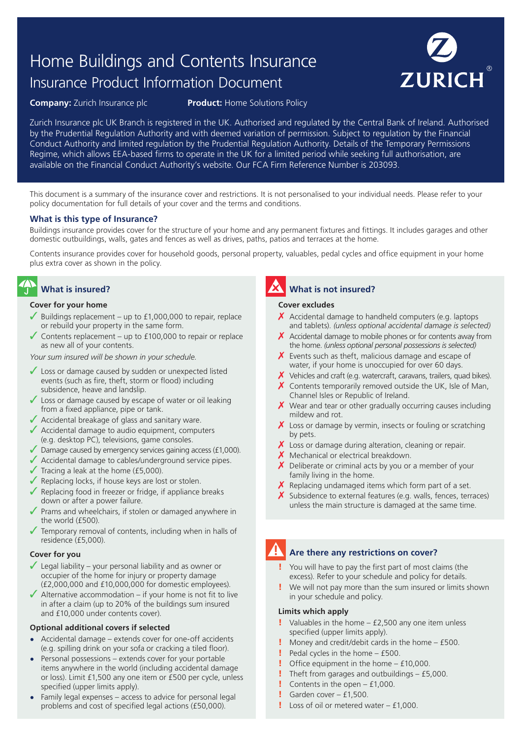# Home Buildings and Contents Insurance

## Insurance Product Information Document

ZURICH®

**Company:** Zurich Insurance plc **Product:** Home Solutions Policy

Zurich Insurance plc UK Branch is registered in the UK. Authorised and regulated by the Central Bank of Ireland. Authorised by the Prudential Regulation Authority and with deemed variation of permission. Subject to regulation by the Financial Conduct Authority and limited regulation by the Prudential Regulation Authority. Details of the Temporary Permissions Regime, which allows EEA-based firms to operate in the UK for a limited period while seeking full authorisation, are available on the Financial Conduct Authority's website. Our FCA Firm Reference Number is 203093.

This document is a summary of the insurance cover and restrictions. It is not personalised to your individual needs. Please refer to your policy documentation for full details of your cover and the terms and conditions.

### What is this type of Insurance?

Buildings insurance provides cover for the structure of your home and any permanent fixtures and fittings. It includes garages and other domestic outbuildings, walls, gates and fences as well as drives, paths, patios and terraces at the home.

Contents insurance provides cover for household goods, personal property, valuables, pedal cycles and office equipment in your home plus extra cover as shown in the policy.

### What is insured?

**Cover for your home**

- ✓ Buildings replacement – up to £1,000,000 to repair, replace or rebuild your property in the same form.
- ✓ Contents replacement – up to £100,000 to repair or replace as new all of your contents.

*Your sum insured will be shown in your schedule.*

- ✓ Loss or damage caused by sudden or unexpected listed events (such as fire, theft, storm or flood) including subsidence, heave and landslip.
- ✓ Loss or damage caused by escape of water or oil leaking from a fixed appliance, pipe or tank.
- ✓ Accidental breakage of glass and sanitary ware.
- ✓ Accidental damage to audio equipment, computers (e.g. desktop PC), televisions, game consoles.
- ✓ Damage caused by emergency services gaining access (£1,000).
- ✓ Accidental damage to cables/underground service pipes.
- ✓ Tracing a leak at the home (£5,000).
- ✓ Replacing locks, if house keys are lost or stolen.
- ✓ Replacing food in freezer or fridge, if appliance breaks down or after a power failure.
- ✓ Prams and wheelchairs, if stolen or damaged anywhere in the world (£500).
- ✓ Temporary removal of contents, including when in halls of residence (£5,000).

**Cover for you**

- ✓ Legal liability – your personal liability and as owner or occupier of the home for injury or property damage (£2,000,000 and £10,000,000 for domestic employees).
- ✓ Alternative accommodation – if your home is not fit to live in after a claim (up to 20% of the buildings sum insured and £10,000 under contents cover).

**Optional additional covers if selected**

- Accidental damage – extends cover for one-off accidents (e.g. spilling drink on your sofa or cracking a tiled floor).
- Personal possessions – extends cover for your portable items anywhere in the world (including accidental damage or loss). Limit £1,500 any one item or £500 per cycle, unless specified (upper limits apply).
- Family legal expenses – access to advice for personal legal problems and cost of specified legal actions (£50,000).

### What is not insured?

**Cover excludes**

- ✗ Accidental damage to handheld computers (e.g. laptops and tablets). *(unless optional accidental damage is selected)*
- ✗ Accidental damage to mobile phones or for contents away from the home. *(unless optional personal possessions is selected)*
- ✗ Events such as theft, malicious damage and escape of water, if your home is unoccupied for over 60 days.
- ✗ Vehicles and craft (e.g. watercraft, caravans, trailers, quad bikes).
- ✗ Contents temporarily removed outside the UK, Isle of Man, Channel Isles or Republic of Ireland.
- ✗ Wear and tear or other gradually occurring causes including mildew and rot.
- ✗ Loss or damage by vermin, insects or fouling or scratching by pets.
- ✗ Loss or damage during alteration, cleaning or repair.
- ✗ Mechanical or electrical breakdown.
- ✗ Deliberate or criminal acts by you or a member of your family living in the home.
- ✗ Replacing undamaged items which form part of a set.
- ✗ Subsidence to external features (e.g. walls, fences, terraces) unless the main structure is damaged at the same time.

### Are there any restrictions on cover?

- ! You will have to pay the first part of most claims (the excess). Refer to your schedule and policy for details.
- ! We will not pay more than the sum insured or limits shown in your schedule and policy.

**Limits which apply**

- ! Valuables in the home – £2,500 any one item unless specified (upper limits apply).
- ! Money and credit/debit cards in the home – £500.
- ! Pedal cycles in the home – £500.
- ! Office equipment in the home – £10,000.
- ! Theft from garages and outbuildings – £5,000.
- ! Contents in the open – £1,000.
- ! Garden cover – £1,500.
- ! Loss of oil or metered water – £1,000.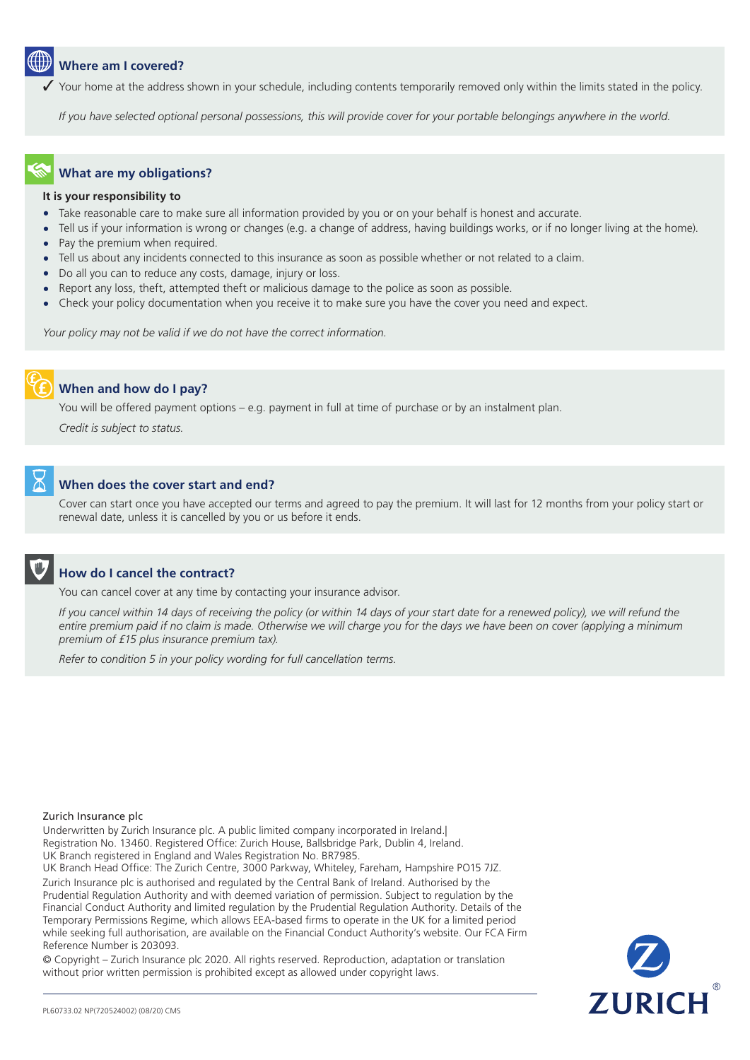## Where am I covered?

✓ Your home at the address shown in your schedule, including contents temporarily removed only within the limits stated in the policy.

*If you have selected optional personal possessions, this will provide cover for your portable belongings anywhere in the world.*

## What are my obligations?

**It is your responsibility to**

- Take reasonable care to make sure all information provided by you or on your behalf is honest and accurate.
- Tell us if your information is wrong or changes (e.g. a change of address, having buildings works, or if no longer living at the home).
- Pay the premium when required.
- Tell us about any incidents connected to this insurance as soon as possible whether or not related to a claim.
- Do all you can to reduce any costs, damage, injury or loss.
- Report any loss, theft, attempted theft or malicious damage to the police as soon as possible.
- Check your policy documentation when you receive it to make sure you have the cover you need and expect.

*Your policy may not be valid if we do not have the correct information.*

## When and how do I pay?

You will be offered payment options – e.g. payment in full at time of purchase or by an instalment plan.

*Credit is subject to status.*

## When does the cover start and end?

Cover can start once you have accepted our terms and agreed to pay the premium. It will last for 12 months from your policy start or renewal date, unless it is cancelled by you or us before it ends.

## How do I cancel the contract?

You can cancel cover at any time by contacting your insurance advisor.

*If you cancel within 14 days of receiving the policy (or within 14 days of your start date for a renewed policy), we will refund the entire premium paid if no claim is made. Otherwise we will charge you for the days we have been on cover (applying a minimum premium of £15 plus insurance premium tax).*

*Refer to condition 5 in your policy wording for full cancellation terms.*

Zurich Insurance plc

Underwritten by Zurich Insurance plc. A public limited company incorporated in Ireland.| Registration No. 13460. Registered Office: Zurich House, Ballsbridge Park, Dublin 4, Ireland. UK Branch registered in England and Wales Registration No. BR7985. UK Branch Head Office: The Zurich Centre, 3000 Parkway, Whiteley, Fareham, Hampshire PO15 7JZ. Zurich Insurance plc is authorised and regulated by the Central Bank of Ireland. Authorised by the Prudential Regulation Authority and with deemed variation of permission. Subject to regulation by the Financial Conduct Authority and limited regulation by the Prudential Regulation Authority. Details of the Temporary Permissions Regime, which allows EEA-based firms to operate in the UK for a limited period while seeking full authorisation, are available on the Financial Conduct Authority's website. Our FCA Firm Reference Number is 203093.

© Copyright – Zurich Insurance plc 2020. All rights reserved. Reproduction, adaptation or translation without prior written permission is prohibited except as allowed under copyright laws.

PL60733.02 NP(720524002) (08/20) CMS

ZURICH®